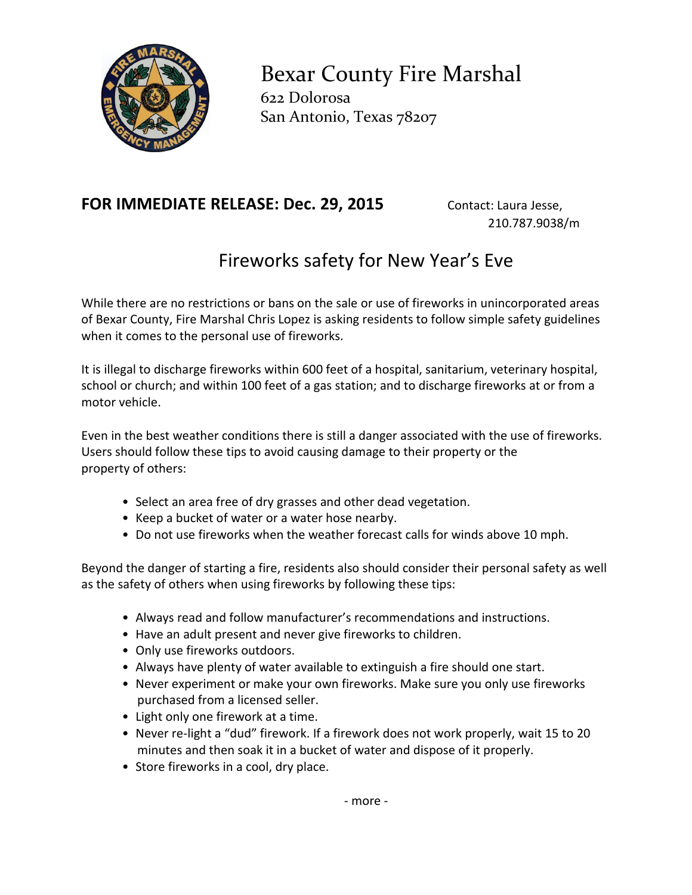# Bexar County Fire Marshal

622 Dolorosa
San Antonio, Texas 78207

**FOR IMMEDIATE RELEASE: Dec. 29, 2015**

Contact: Laura Jesse, 210.787.9038/m

## Fireworks safety for New Year's Eve

While there are no restrictions or bans on the sale or use of fireworks in unincorporated areas of Bexar County, Fire Marshal Chris Lopez is asking residents to follow simple safety guidelines when it comes to the personal use of fireworks.

It is illegal to discharge fireworks within 600 feet of a hospital, sanitarium, veterinary hospital, school or church; and within 100 feet of a gas station; and to discharge fireworks at or from a motor vehicle.

Even in the best weather conditions there is still a danger associated with the use of fireworks. Users should follow these tips to avoid causing damage to their property or the property of others:

- Select an area free of dry grasses and other dead vegetation.
- Keep a bucket of water or a water hose nearby.
- Do not use fireworks when the weather forecast calls for winds above 10 mph.

Beyond the danger of starting a fire, residents also should consider their personal safety as well as the safety of others when using fireworks by following these tips:

- Always read and follow manufacturer's recommendations and instructions.
- Have an adult present and never give fireworks to children.
- Only use fireworks outdoors.
- Always have plenty of water available to extinguish a fire should one start.
- Never experiment or make your own fireworks. Make sure you only use fireworks purchased from a licensed seller.
- Light only one firework at a time.
- Never re-light a "dud" firework. If a firework does not work properly, wait 15 to 20 minutes and then soak it in a bucket of water and dispose of it properly.
- Store fireworks in a cool, dry place.

- more -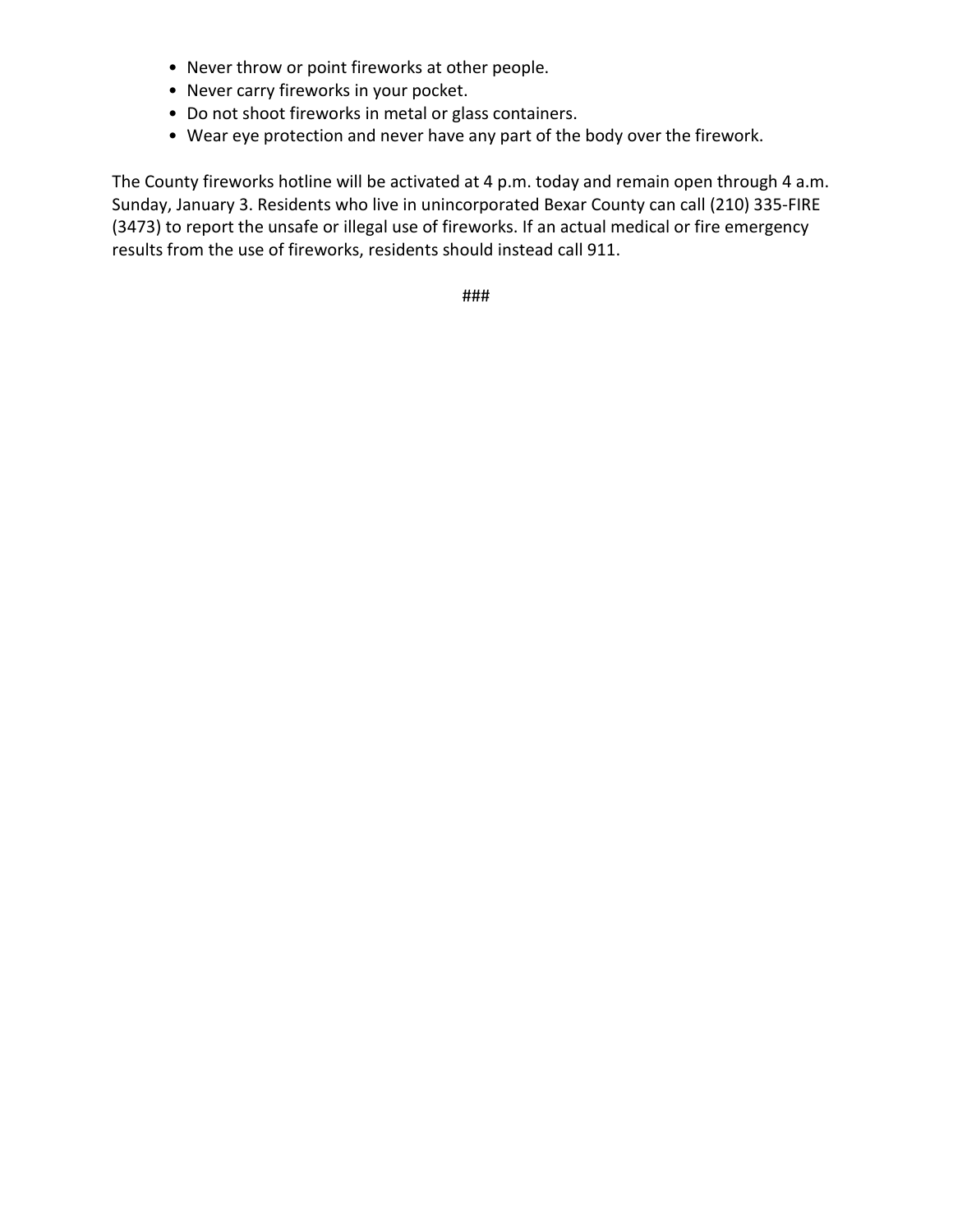- Never throw or point fireworks at other people.
- Never carry fireworks in your pocket.
- Do not shoot fireworks in metal or glass containers.
- Wear eye protection and never have any part of the body over the firework.

The County fireworks hotline will be activated at 4 p.m. today and remain open through 4 a.m. Sunday, January 3. Residents who live in unincorporated Bexar County can call (210) 335-FIRE (3473) to report the unsafe or illegal use of fireworks. If an actual medical or fire emergency results from the use of fireworks, residents should instead call 911.

###